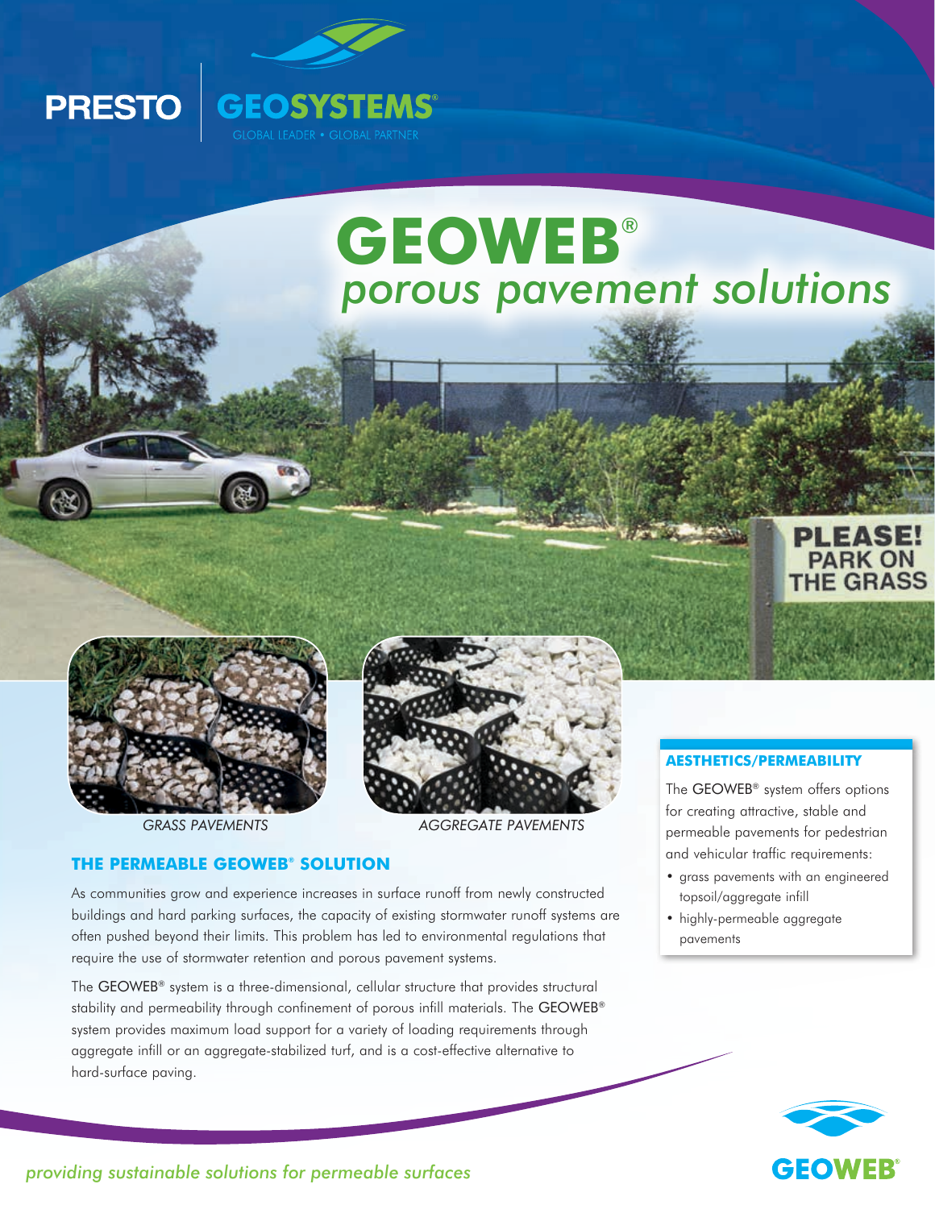PRESTO GEOSYSTEMS®

GLOBAL LEADER • GLOBAL PARTNER

# GEOWEB®

## *porous pavement solutions*

PLEASE! PARK ON THE GRASS

*GRASS PAVEMENTS*

*AGGREGATE PAVEMENTS*

### THE PERMEABLE GEOWEB® SOLUTION

As communities grow and experience increases in surface runoff from newly constructed buildings and hard parking surfaces, the capacity of existing stormwater runoff systems are often pushed beyond their limits. This problem has led to environmental regulations that require the use of stormwater retention and porous pavement systems.

The GEOWEB® system is a three-dimensional, cellular structure that provides structural stability and permeability through confinement of porous infill materials. The GEOWEB® system provides maximum load support for a variety of loading requirements through aggregate infill or an aggregate-stabilized turf, and is a cost-effective alternative to hard-surface paving.

### AESTHETICS/PERMEABILITY

The GEOWEB® system offers options for creating attractive, stable and permeable pavements for pedestrian and vehicular traffic requirements:

- grass pavements with an engineered topsoil/aggregate infill
- highly-permeable aggregate pavements

*providing sustainable solutions for permeable surfaces*

GEOWEB®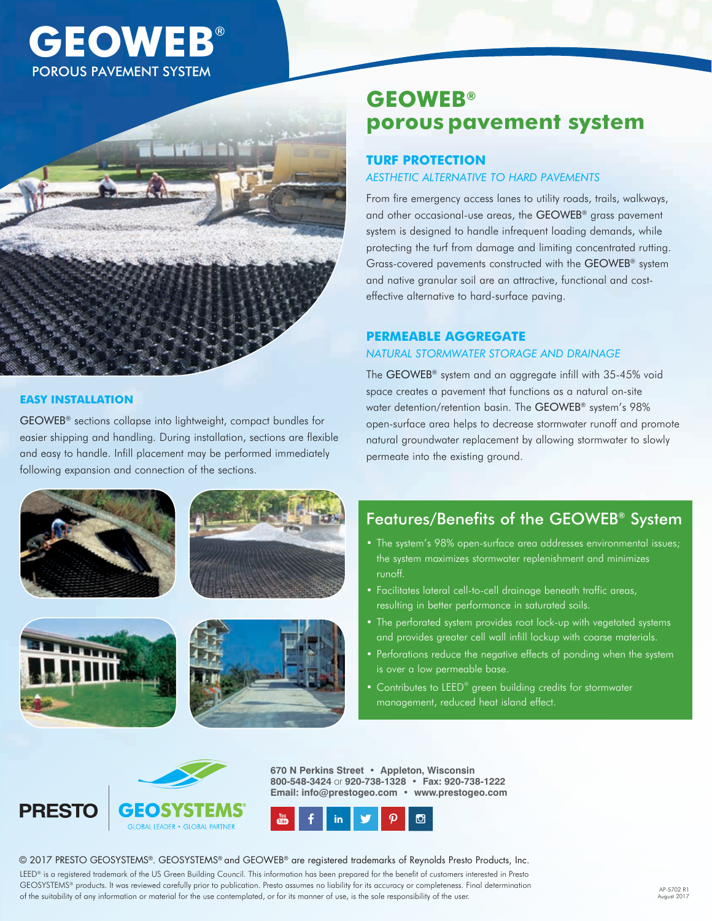# GEOWEB®

POROUS PAVEMENT SYSTEM

## EASY INSTALLATION

GEOWEB® sections collapse into lightweight, compact bundles for easier shipping and handling. During installation, sections are flexible and easy to handle. Infill placement may be performed immediately following expansion and connection of the sections.

# GEOWEB® porous pavement system

## TURF PROTECTION

*AESTHETIC ALTERNATIVE TO HARD PAVEMENTS*

From fire emergency access lanes to utility roads, trails, walkways, and other occasional-use areas, the GEOWEB® grass pavement system is designed to handle infrequent loading demands, while protecting the turf from damage and limiting concentrated rutting. Grass-covered pavements constructed with the GEOWEB® system and native granular soil are an attractive, functional and cost-effective alternative to hard-surface paving.

## PERMEABLE AGGREGATE

*NATURAL STORMWATER STORAGE AND DRAINAGE*

The GEOWEB® system and an aggregate infill with 35-45% void space creates a pavement that functions as a natural on-site water detention/retention basin. The GEOWEB® system's 98% open-surface area helps to decrease stormwater runoff and promote natural groundwater replacement by allowing stormwater to slowly permeate into the existing ground.

## Features/Benefits of the GEOWEB® System

- The system's 98% open-surface area addresses environmental issues; the system maximizes stormwater replenishment and minimizes runoff.
- Facilitates lateral cell-to-cell drainage beneath traffic areas, resulting in better performance in saturated soils.
- The perforated system provides root lock-up with vegetated systems and provides greater cell wall infill lockup with coarse materials.
- Perforations reduce the negative effects of ponding when the system is over a low permeable base.
- Contributes to LEED® green building credits for stormwater management, reduced heat island effect.

PRESTO GEOSYSTEMS®

GLOBAL LEADER • GLOBAL PARTNER

**670 N Perkins Street • Appleton, Wisconsin**
**800-548-3424** or **920-738-1328 • Fax: 920-738-1222**
**Email: info@prestogeo.com • www.prestogeo.com**

© 2017 PRESTO GEOSYSTEMS®. GEOSYSTEMS® and GEOWEB® are registered trademarks of Reynolds Presto Products, Inc.

LEED® is a registered trademark of the US Green Building Council. This information has been prepared for the benefit of customers interested in Presto GEOSYSTEMS® products. It was reviewed carefully prior to publication. Presto assumes no liability for its accuracy or completeness. Final determination of the suitability of any information or material for the use contemplated, or for its manner of use, is the sole responsibility of the user.

AP-5702 R1
August 2017